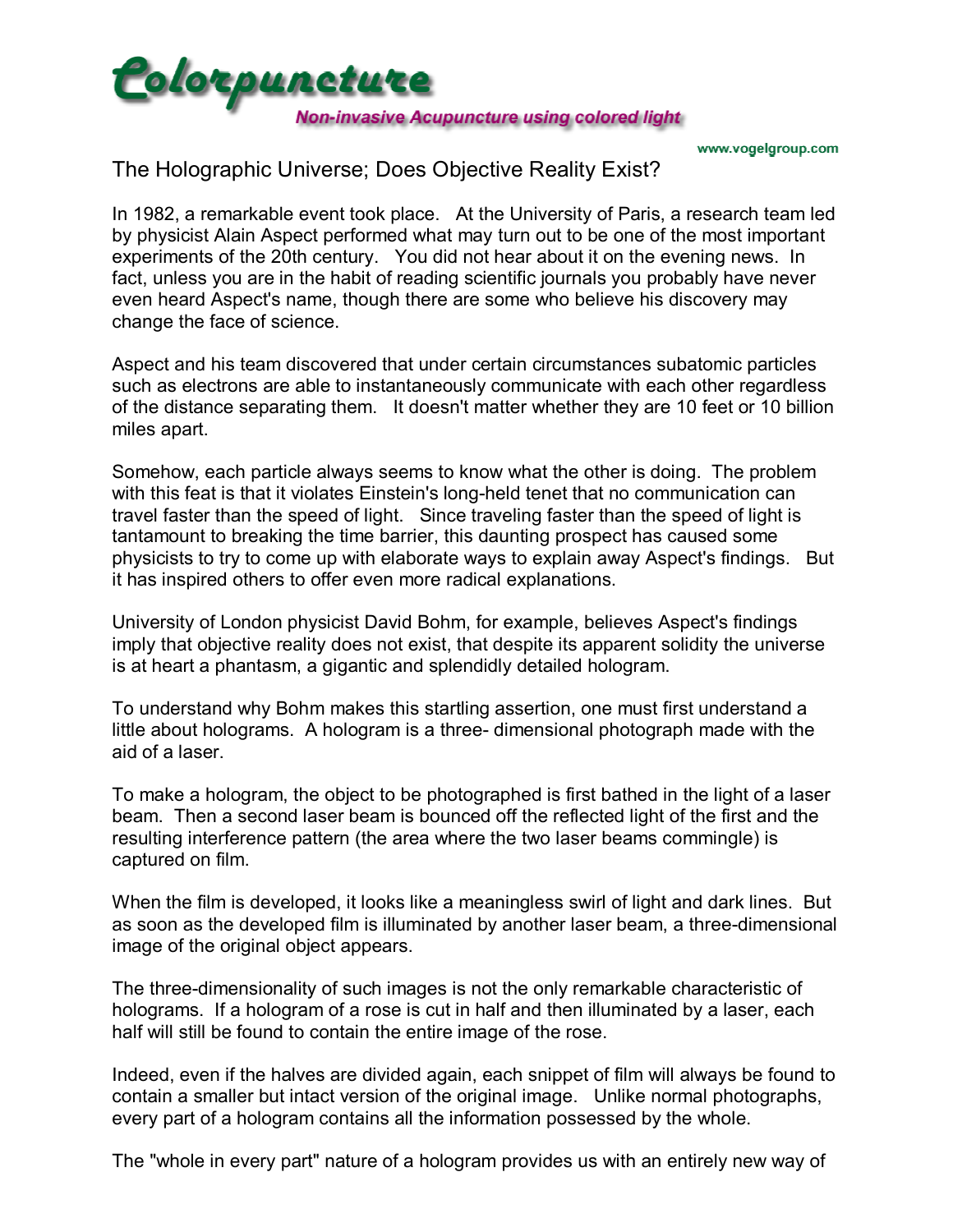# Colorpuncture

**Non-invasive Acupuncture using colored light**

www.vogelgroup.com

## The Holographic Universe; Does Objective Reality Exist?

In 1982, a remarkable event took place. At the University of Paris, a research team led by physicist Alain Aspect performed what may turn out to be one of the most important experiments of the 20th century. You did not hear about it on the evening news. In fact, unless you are in the habit of reading scientific journals you probably have never even heard Aspect's name, though there are some who believe his discovery may change the face of science.

Aspect and his team discovered that under certain circumstances subatomic particles such as electrons are able to instantaneously communicate with each other regardless of the distance separating them. It doesn't matter whether they are 10 feet or 10 billion miles apart.

Somehow, each particle always seems to know what the other is doing. The problem with this feat is that it violates Einstein's long-held tenet that no communication can travel faster than the speed of light. Since traveling faster than the speed of light is tantamount to breaking the time barrier, this daunting prospect has caused some physicists to try to come up with elaborate ways to explain away Aspect's findings. But it has inspired others to offer even more radical explanations.

University of London physicist David Bohm, for example, believes Aspect's findings imply that objective reality does not exist, that despite its apparent solidity the universe is at heart a phantasm, a gigantic and splendidly detailed hologram.

To understand why Bohm makes this startling assertion, one must first understand a little about holograms. A hologram is a three- dimensional photograph made with the aid of a laser.

To make a hologram, the object to be photographed is first bathed in the light of a laser beam. Then a second laser beam is bounced off the reflected light of the first and the resulting interference pattern (the area where the two laser beams commingle) is captured on film.

When the film is developed, it looks like a meaningless swirl of light and dark lines. But as soon as the developed film is illuminated by another laser beam, a three-dimensional image of the original object appears.

The three-dimensionality of such images is not the only remarkable characteristic of holograms. If a hologram of a rose is cut in half and then illuminated by a laser, each half will still be found to contain the entire image of the rose.

Indeed, even if the halves are divided again, each snippet of film will always be found to contain a smaller but intact version of the original image. Unlike normal photographs, every part of a hologram contains all the information possessed by the whole.

The "whole in every part" nature of a hologram provides us with an entirely new way of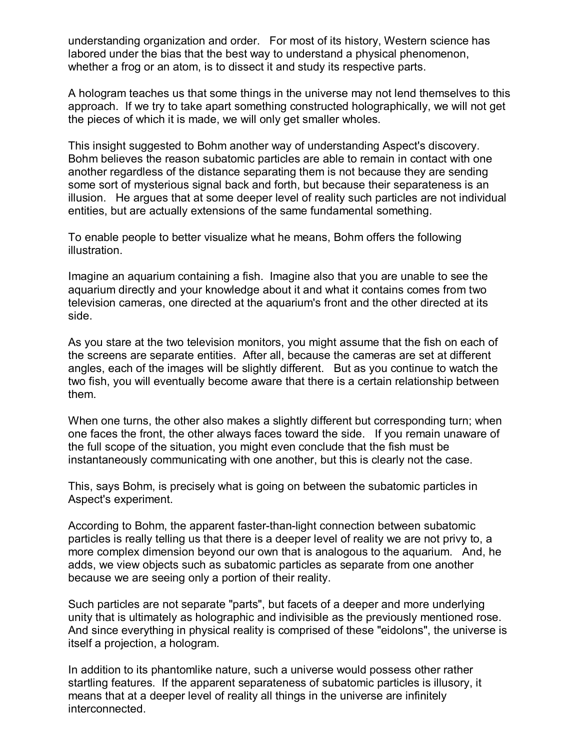understanding organization and order. For most of its history, Western science has labored under the bias that the best way to understand a physical phenomenon, whether a frog or an atom, is to dissect it and study its respective parts.

A hologram teaches us that some things in the universe may not lend themselves to this approach. If we try to take apart something constructed holographically, we will not get the pieces of which it is made, we will only get smaller wholes.

This insight suggested to Bohm another way of understanding Aspect's discovery. Bohm believes the reason subatomic particles are able to remain in contact with one another regardless of the distance separating them is not because they are sending some sort of mysterious signal back and forth, but because their separateness is an illusion. He argues that at some deeper level of reality such particles are not individual entities, but are actually extensions of the same fundamental something.

To enable people to better visualize what he means, Bohm offers the following illustration.

Imagine an aquarium containing a fish. Imagine also that you are unable to see the aquarium directly and your knowledge about it and what it contains comes from two television cameras, one directed at the aquarium's front and the other directed at its side.

As you stare at the two television monitors, you might assume that the fish on each of the screens are separate entities. After all, because the cameras are set at different angles, each of the images will be slightly different. But as you continue to watch the two fish, you will eventually become aware that there is a certain relationship between them.

When one turns, the other also makes a slightly different but corresponding turn; when one faces the front, the other always faces toward the side. If you remain unaware of the full scope of the situation, you might even conclude that the fish must be instantaneously communicating with one another, but this is clearly not the case.

This, says Bohm, is precisely what is going on between the subatomic particles in Aspect's experiment.

According to Bohm, the apparent faster-than-light connection between subatomic particles is really telling us that there is a deeper level of reality we are not privy to, a more complex dimension beyond our own that is analogous to the aquarium. And, he adds, we view objects such as subatomic particles as separate from one another because we are seeing only a portion of their reality.

Such particles are not separate "parts", but facets of a deeper and more underlying unity that is ultimately as holographic and indivisible as the previously mentioned rose. And since everything in physical reality is comprised of these "eidolons", the universe is itself a projection, a hologram.

In addition to its phantomlike nature, such a universe would possess other rather startling features. If the apparent separateness of subatomic particles is illusory, it means that at a deeper level of reality all things in the universe are infinitely interconnected.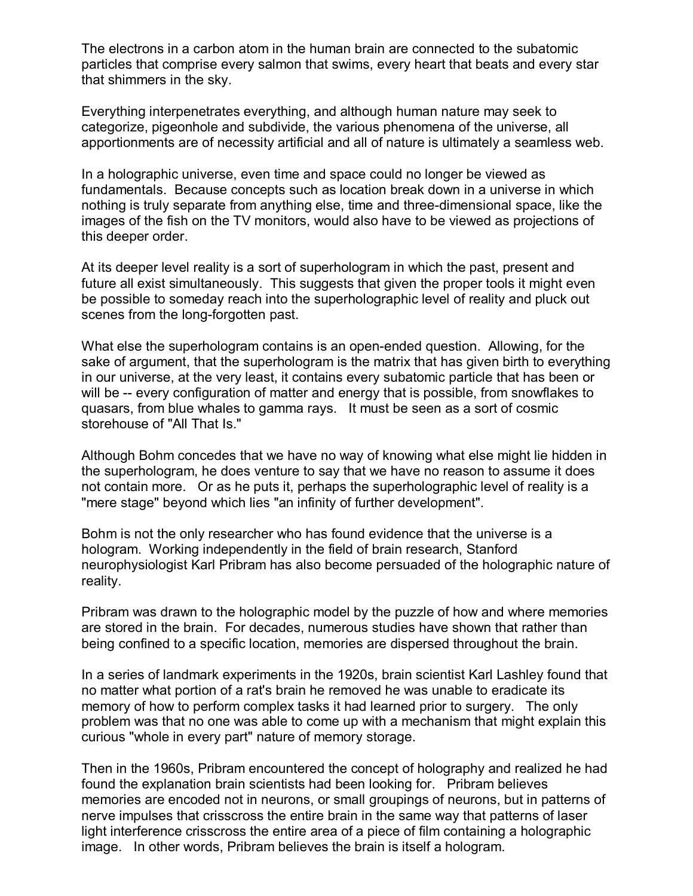The electrons in a carbon atom in the human brain are connected to the subatomic particles that comprise every salmon that swims, every heart that beats and every star that shimmers in the sky.

Everything interpenetrates everything, and although human nature may seek to categorize, pigeonhole and subdivide, the various phenomena of the universe, all apportionments are of necessity artificial and all of nature is ultimately a seamless web.

In a holographic universe, even time and space could no longer be viewed as fundamentals. Because concepts such as location break down in a universe in which nothing is truly separate from anything else, time and three-dimensional space, like the images of the fish on the TV monitors, would also have to be viewed as projections of this deeper order.

At its deeper level reality is a sort of superhologram in which the past, present and future all exist simultaneously. This suggests that given the proper tools it might even be possible to someday reach into the superholographic level of reality and pluck out scenes from the long-forgotten past.

What else the superhologram contains is an open-ended question. Allowing, for the sake of argument, that the superhologram is the matrix that has given birth to everything in our universe, at the very least, it contains every subatomic particle that has been or will be -- every configuration of matter and energy that is possible, from snowflakes to quasars, from blue whales to gamma rays. It must be seen as a sort of cosmic storehouse of "All That Is."

Although Bohm concedes that we have no way of knowing what else might lie hidden in the superhologram, he does venture to say that we have no reason to assume it does not contain more. Or as he puts it, perhaps the superholographic level of reality is a "mere stage" beyond which lies "an infinity of further development".

Bohm is not the only researcher who has found evidence that the universe is a hologram. Working independently in the field of brain research, Stanford neurophysiologist Karl Pribram has also become persuaded of the holographic nature of reality.

Pribram was drawn to the holographic model by the puzzle of how and where memories are stored in the brain. For decades, numerous studies have shown that rather than being confined to a specific location, memories are dispersed throughout the brain.

In a series of landmark experiments in the 1920s, brain scientist Karl Lashley found that no matter what portion of a rat's brain he removed he was unable to eradicate its memory of how to perform complex tasks it had learned prior to surgery. The only problem was that no one was able to come up with a mechanism that might explain this curious "whole in every part" nature of memory storage.

Then in the 1960s, Pribram encountered the concept of holography and realized he had found the explanation brain scientists had been looking for. Pribram believes memories are encoded not in neurons, or small groupings of neurons, but in patterns of nerve impulses that crisscross the entire brain in the same way that patterns of laser light interference crisscross the entire area of a piece of film containing a holographic image. In other words, Pribram believes the brain is itself a hologram.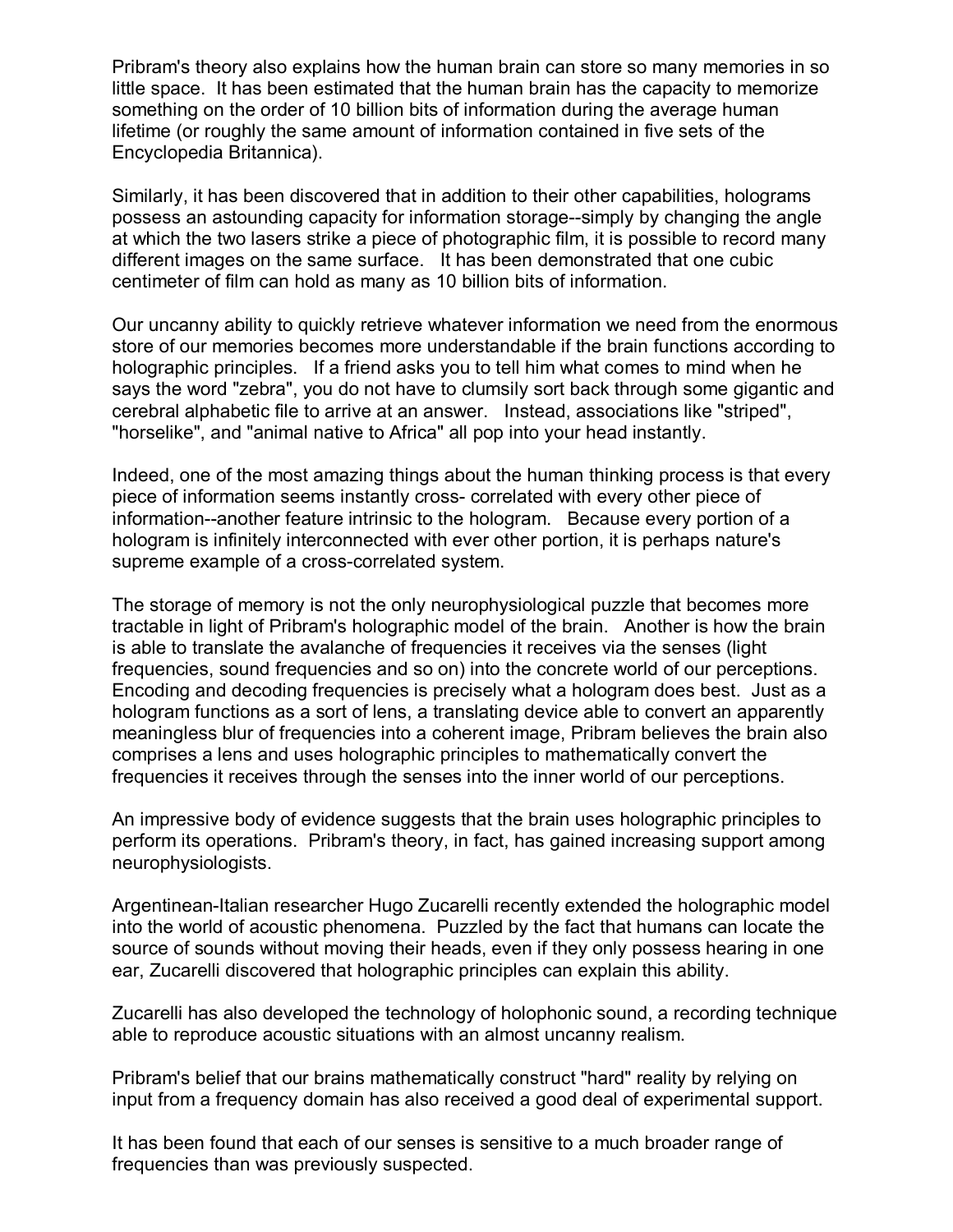Pribram's theory also explains how the human brain can store so many memories in so little space. It has been estimated that the human brain has the capacity to memorize something on the order of 10 billion bits of information during the average human lifetime (or roughly the same amount of information contained in five sets of the Encyclopedia Britannica).

Similarly, it has been discovered that in addition to their other capabilities, holograms possess an astounding capacity for information storage--simply by changing the angle at which the two lasers strike a piece of photographic film, it is possible to record many different images on the same surface. It has been demonstrated that one cubic centimeter of film can hold as many as 10 billion bits of information.

Our uncanny ability to quickly retrieve whatever information we need from the enormous store of our memories becomes more understandable if the brain functions according to holographic principles. If a friend asks you to tell him what comes to mind when he says the word "zebra", you do not have to clumsily sort back through some gigantic and cerebral alphabetic file to arrive at an answer. Instead, associations like "striped", "horselike", and "animal native to Africa" all pop into your head instantly.

Indeed, one of the most amazing things about the human thinking process is that every piece of information seems instantly cross- correlated with every other piece of information--another feature intrinsic to the hologram. Because every portion of a hologram is infinitely interconnected with ever other portion, it is perhaps nature's supreme example of a cross-correlated system.

The storage of memory is not the only neurophysiological puzzle that becomes more tractable in light of Pribram's holographic model of the brain. Another is how the brain is able to translate the avalanche of frequencies it receives via the senses (light frequencies, sound frequencies and so on) into the concrete world of our perceptions. Encoding and decoding frequencies is precisely what a hologram does best. Just as a hologram functions as a sort of lens, a translating device able to convert an apparently meaningless blur of frequencies into a coherent image, Pribram believes the brain also comprises a lens and uses holographic principles to mathematically convert the frequencies it receives through the senses into the inner world of our perceptions.

An impressive body of evidence suggests that the brain uses holographic principles to perform its operations. Pribram's theory, in fact, has gained increasing support among neurophysiologists.

Argentinean-Italian researcher Hugo Zucarelli recently extended the holographic model into the world of acoustic phenomena. Puzzled by the fact that humans can locate the source of sounds without moving their heads, even if they only possess hearing in one ear, Zucarelli discovered that holographic principles can explain this ability.

Zucarelli has also developed the technology of holophonic sound, a recording technique able to reproduce acoustic situations with an almost uncanny realism.

Pribram's belief that our brains mathematically construct "hard" reality by relying on input from a frequency domain has also received a good deal of experimental support.

It has been found that each of our senses is sensitive to a much broader range of frequencies than was previously suspected.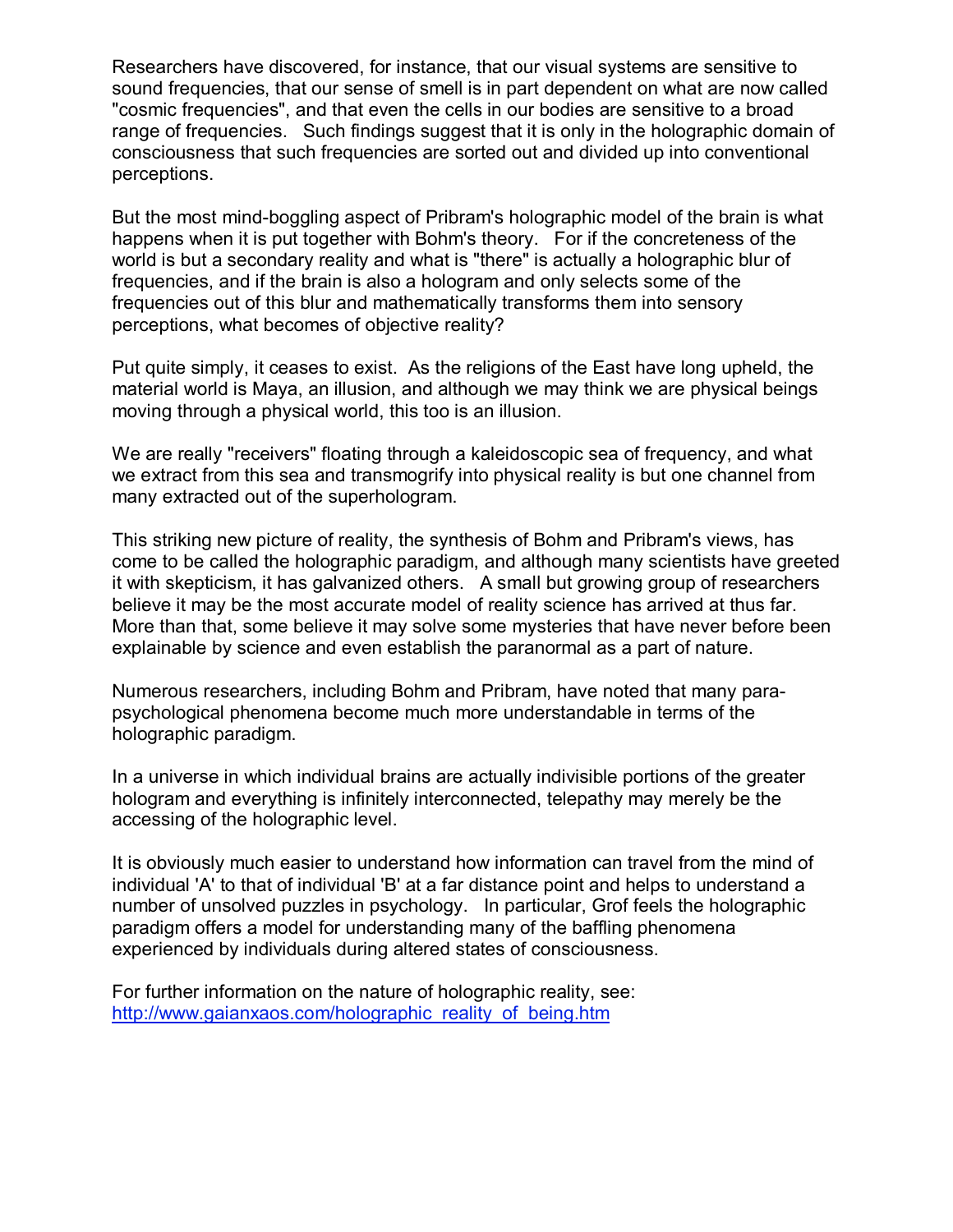Researchers have discovered, for instance, that our visual systems are sensitive to sound frequencies, that our sense of smell is in part dependent on what are now called "cosmic frequencies", and that even the cells in our bodies are sensitive to a broad range of frequencies. Such findings suggest that it is only in the holographic domain of consciousness that such frequencies are sorted out and divided up into conventional perceptions.

But the most mind-boggling aspect of Pribram's holographic model of the brain is what happens when it is put together with Bohm's theory. For if the concreteness of the world is but a secondary reality and what is "there" is actually a holographic blur of frequencies, and if the brain is also a hologram and only selects some of the frequencies out of this blur and mathematically transforms them into sensory perceptions, what becomes of objective reality?

Put quite simply, it ceases to exist. As the religions of the East have long upheld, the material world is Maya, an illusion, and although we may think we are physical beings moving through a physical world, this too is an illusion.

We are really "receivers" floating through a kaleidoscopic sea of frequency, and what we extract from this sea and transmogrify into physical reality is but one channel from many extracted out of the superhologram.

This striking new picture of reality, the synthesis of Bohm and Pribram's views, has come to be called the holographic paradigm, and although many scientists have greeted it with skepticism, it has galvanized others. A small but growing group of researchers believe it may be the most accurate model of reality science has arrived at thus far. More than that, some believe it may solve some mysteries that have never before been explainable by science and even establish the paranormal as a part of nature.

Numerous researchers, including Bohm and Pribram, have noted that many para-psychological phenomena become much more understandable in terms of the holographic paradigm.

In a universe in which individual brains are actually indivisible portions of the greater hologram and everything is infinitely interconnected, telepathy may merely be the accessing of the holographic level.

It is obviously much easier to understand how information can travel from the mind of individual 'A' to that of individual 'B' at a far distance point and helps to understand a number of unsolved puzzles in psychology. In particular, Grof feels the holographic paradigm offers a model for understanding many of the baffling phenomena experienced by individuals during altered states of consciousness.

For further information on the nature of holographic reality, see:
http://www.gaianxaos.com/holographic_reality_of_being.htm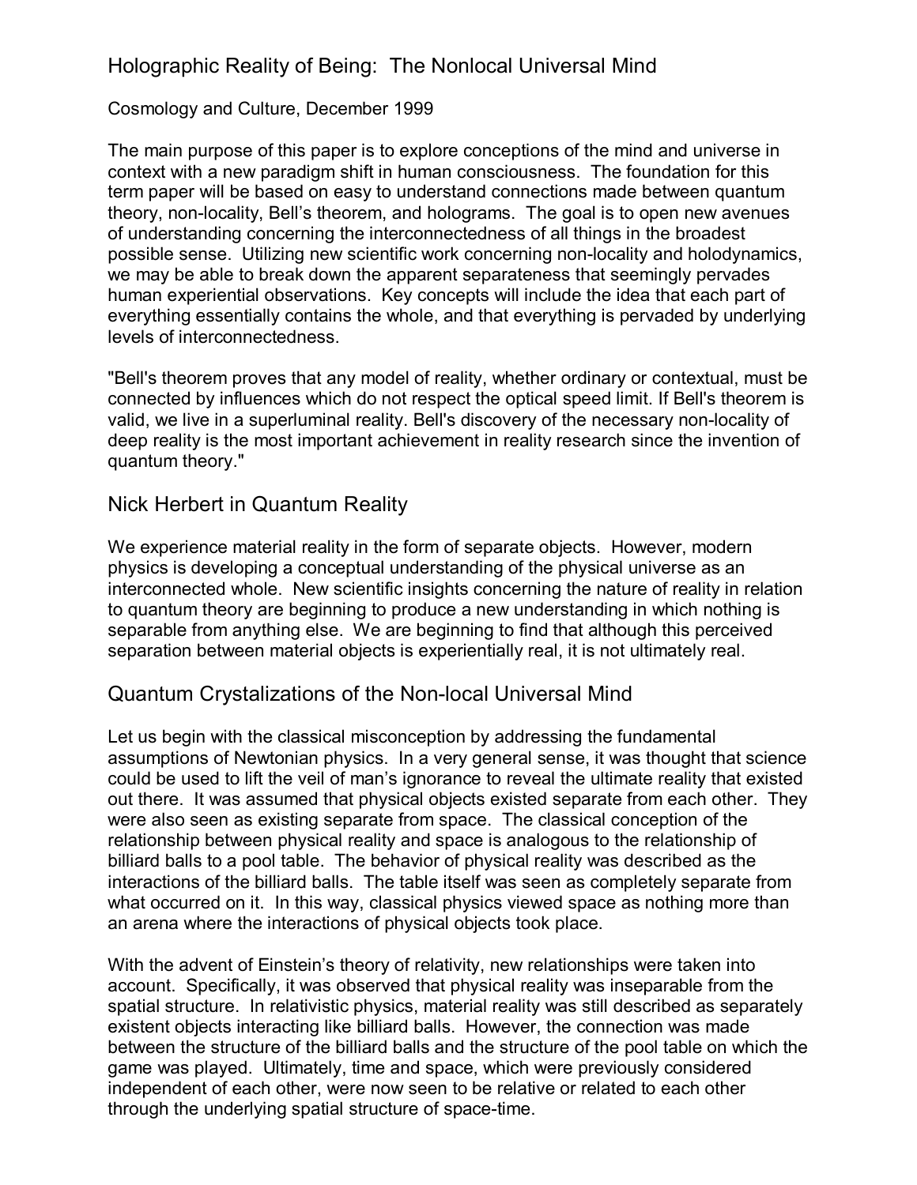## Holographic Reality of Being: The Nonlocal Universal Mind

Cosmology and Culture, December 1999

The main purpose of this paper is to explore conceptions of the mind and universe in context with a new paradigm shift in human consciousness. The foundation for this term paper will be based on easy to understand connections made between quantum theory, non-locality, Bell's theorem, and holograms. The goal is to open new avenues of understanding concerning the interconnectedness of all things in the broadest possible sense. Utilizing new scientific work concerning non-locality and holodynamics, we may be able to break down the apparent separateness that seemingly pervades human experiential observations. Key concepts will include the idea that each part of everything essentially contains the whole, and that everything is pervaded by underlying levels of interconnectedness.

"Bell's theorem proves that any model of reality, whether ordinary or contextual, must be connected by influences which do not respect the optical speed limit. If Bell's theorem is valid, we live in a superluminal reality. Bell's discovery of the necessary non-locality of deep reality is the most important achievement in reality research since the invention of quantum theory."

## Nick Herbert in Quantum Reality

We experience material reality in the form of separate objects. However, modern physics is developing a conceptual understanding of the physical universe as an interconnected whole. New scientific insights concerning the nature of reality in relation to quantum theory are beginning to produce a new understanding in which nothing is separable from anything else. We are beginning to find that although this perceived separation between material objects is experientially real, it is not ultimately real.

## Quantum Crystalizations of the Non-local Universal Mind

Let us begin with the classical misconception by addressing the fundamental assumptions of Newtonian physics. In a very general sense, it was thought that science could be used to lift the veil of man's ignorance to reveal the ultimate reality that existed out there. It was assumed that physical objects existed separate from each other. They were also seen as existing separate from space. The classical conception of the relationship between physical reality and space is analogous to the relationship of billiard balls to a pool table. The behavior of physical reality was described as the interactions of the billiard balls. The table itself was seen as completely separate from what occurred on it. In this way, classical physics viewed space as nothing more than an arena where the interactions of physical objects took place.

With the advent of Einstein's theory of relativity, new relationships were taken into account. Specifically, it was observed that physical reality was inseparable from the spatial structure. In relativistic physics, material reality was still described as separately existent objects interacting like billiard balls. However, the connection was made between the structure of the billiard balls and the structure of the pool table on which the game was played. Ultimately, time and space, which were previously considered independent of each other, were now seen to be relative or related to each other through the underlying spatial structure of space-time.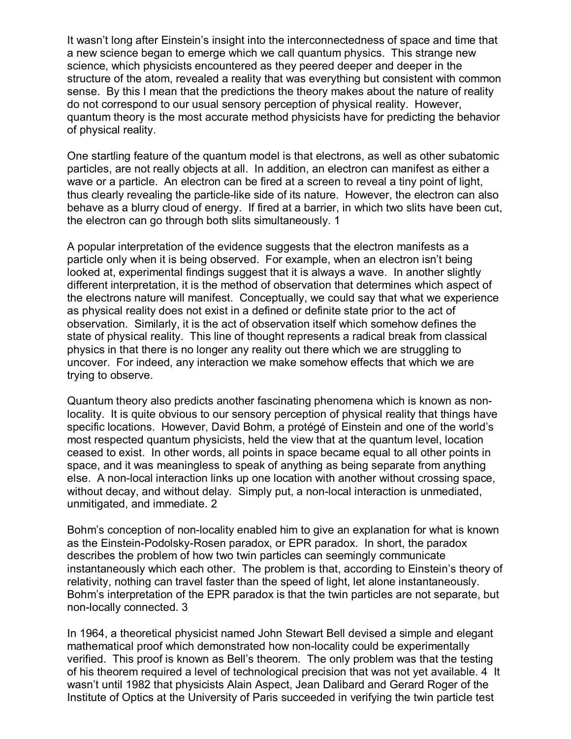It wasn't long after Einstein's insight into the interconnectedness of space and time that a new science began to emerge which we call quantum physics. This strange new science, which physicists encountered as they peered deeper and deeper in the structure of the atom, revealed a reality that was everything but consistent with common sense. By this I mean that the predictions the theory makes about the nature of reality do not correspond to our usual sensory perception of physical reality. However, quantum theory is the most accurate method physicists have for predicting the behavior of physical reality.

One startling feature of the quantum model is that electrons, as well as other subatomic particles, are not really objects at all. In addition, an electron can manifest as either a wave or a particle. An electron can be fired at a screen to reveal a tiny point of light, thus clearly revealing the particle-like side of its nature. However, the electron can also behave as a blurry cloud of energy. If fired at a barrier, in which two slits have been cut, the electron can go through both slits simultaneously. 1

A popular interpretation of the evidence suggests that the electron manifests as a particle only when it is being observed. For example, when an electron isn't being looked at, experimental findings suggest that it is always a wave. In another slightly different interpretation, it is the method of observation that determines which aspect of the electrons nature will manifest. Conceptually, we could say that what we experience as physical reality does not exist in a defined or definite state prior to the act of observation. Similarly, it is the act of observation itself which somehow defines the state of physical reality. This line of thought represents a radical break from classical physics in that there is no longer any reality out there which we are struggling to uncover. For indeed, any interaction we make somehow effects that which we are trying to observe.

Quantum theory also predicts another fascinating phenomena which is known as non-locality. It is quite obvious to our sensory perception of physical reality that things have specific locations. However, David Bohm, a protégé of Einstein and one of the world's most respected quantum physicists, held the view that at the quantum level, location ceased to exist. In other words, all points in space became equal to all other points in space, and it was meaningless to speak of anything as being separate from anything else. A non-local interaction links up one location with another without crossing space, without decay, and without delay. Simply put, a non-local interaction is unmediated, unmitigated, and immediate. 2

Bohm's conception of non-locality enabled him to give an explanation for what is known as the Einstein-Podolsky-Rosen paradox, or EPR paradox. In short, the paradox describes the problem of how two twin particles can seemingly communicate instantaneously which each other. The problem is that, according to Einstein's theory of relativity, nothing can travel faster than the speed of light, let alone instantaneously. Bohm's interpretation of the EPR paradox is that the twin particles are not separate, but non-locally connected. 3

In 1964, a theoretical physicist named John Stewart Bell devised a simple and elegant mathematical proof which demonstrated how non-locality could be experimentally verified. This proof is known as Bell's theorem. The only problem was that the testing of his theorem required a level of technological precision that was not yet available. 4 It wasn't until 1982 that physicists Alain Aspect, Jean Dalibard and Gerard Roger of the Institute of Optics at the University of Paris succeeded in verifying the twin particle test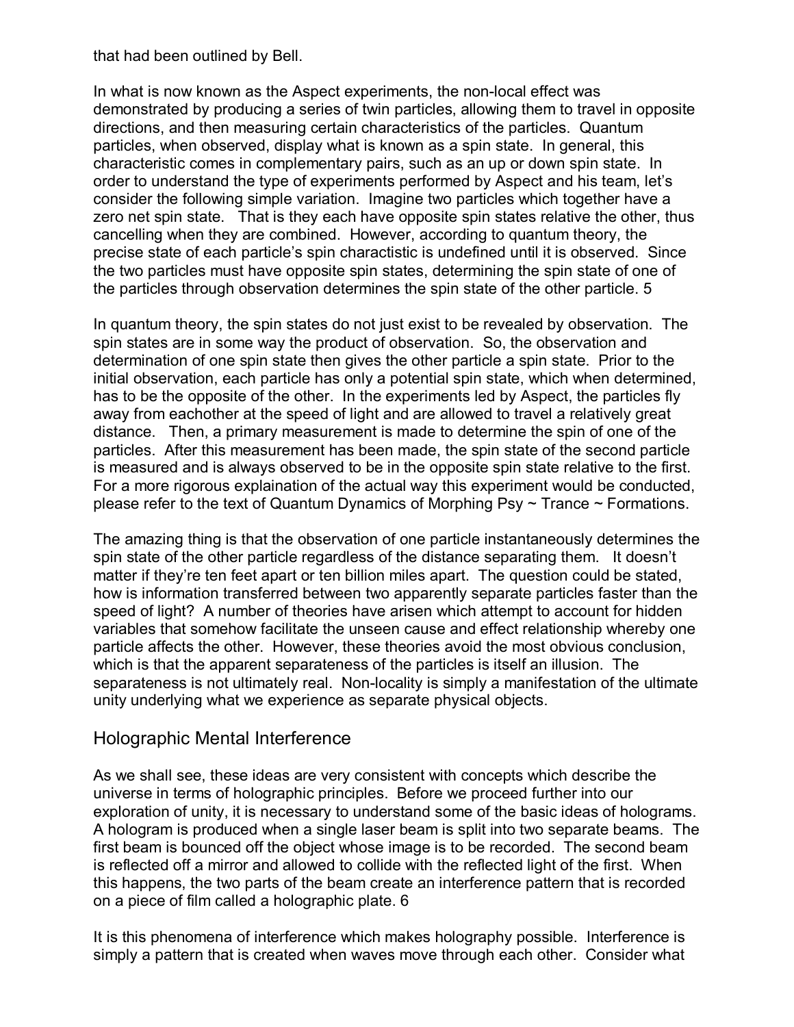that had been outlined by Bell.

In what is now known as the Aspect experiments, the non-local effect was demonstrated by producing a series of twin particles, allowing them to travel in opposite directions, and then measuring certain characteristics of the particles. Quantum particles, when observed, display what is known as a spin state. In general, this characteristic comes in complementary pairs, such as an up or down spin state. In order to understand the type of experiments performed by Aspect and his team, let's consider the following simple variation. Imagine two particles which together have a zero net spin state. That is they each have opposite spin states relative the other, thus cancelling when they are combined. However, according to quantum theory, the precise state of each particle's spin charactistic is undefined until it is observed. Since the two particles must have opposite spin states, determining the spin state of one of the particles through observation determines the spin state of the other particle. 5

In quantum theory, the spin states do not just exist to be revealed by observation. The spin states are in some way the product of observation. So, the observation and determination of one spin state then gives the other particle a spin state. Prior to the initial observation, each particle has only a potential spin state, which when determined, has to be the opposite of the other. In the experiments led by Aspect, the particles fly away from eachother at the speed of light and are allowed to travel a relatively great distance. Then, a primary measurement is made to determine the spin of one of the particles. After this measurement has been made, the spin state of the second particle is measured and is always observed to be in the opposite spin state relative to the first. For a more rigorous explaination of the actual way this experiment would be conducted, please refer to the text of Quantum Dynamics of Morphing Psy ~ Trance ~ Formations.

The amazing thing is that the observation of one particle instantaneously determines the spin state of the other particle regardless of the distance separating them. It doesn't matter if they're ten feet apart or ten billion miles apart. The question could be stated, how is information transferred between two apparently separate particles faster than the speed of light? A number of theories have arisen which attempt to account for hidden variables that somehow facilitate the unseen cause and effect relationship whereby one particle affects the other. However, these theories avoid the most obvious conclusion, which is that the apparent separateness of the particles is itself an illusion. The separateness is not ultimately real. Non-locality is simply a manifestation of the ultimate unity underlying what we experience as separate physical objects.

## Holographic Mental Interference

As we shall see, these ideas are very consistent with concepts which describe the universe in terms of holographic principles. Before we proceed further into our exploration of unity, it is necessary to understand some of the basic ideas of holograms. A hologram is produced when a single laser beam is split into two separate beams. The first beam is bounced off the object whose image is to be recorded. The second beam is reflected off a mirror and allowed to collide with the reflected light of the first. When this happens, the two parts of the beam create an interference pattern that is recorded on a piece of film called a holographic plate. 6

It is this phenomena of interference which makes holography possible. Interference is simply a pattern that is created when waves move through each other. Consider what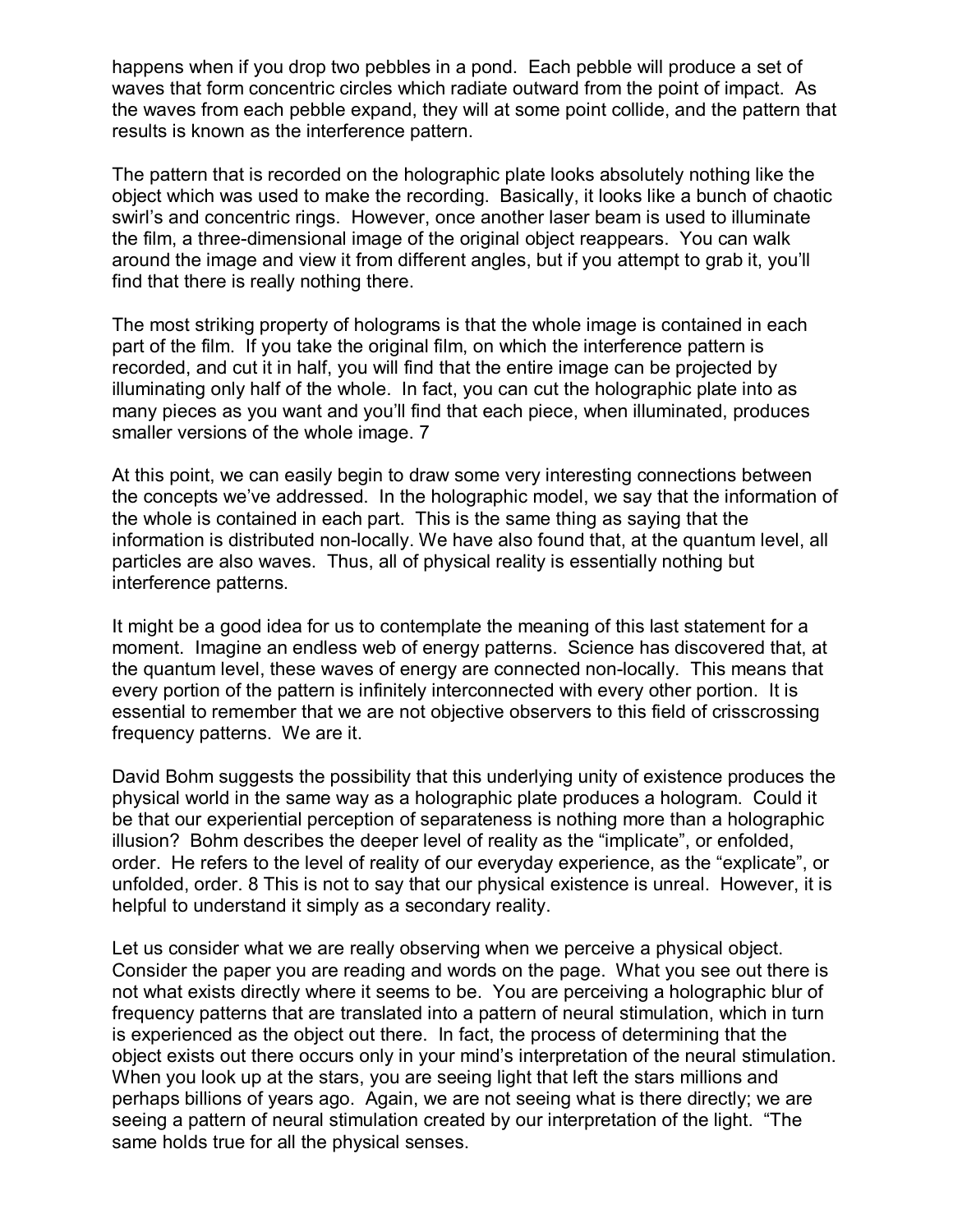happens when if you drop two pebbles in a pond. Each pebble will produce a set of waves that form concentric circles which radiate outward from the point of impact. As the waves from each pebble expand, they will at some point collide, and the pattern that results is known as the interference pattern.

The pattern that is recorded on the holographic plate looks absolutely nothing like the object which was used to make the recording. Basically, it looks like a bunch of chaotic swirl's and concentric rings. However, once another laser beam is used to illuminate the film, a three-dimensional image of the original object reappears. You can walk around the image and view it from different angles, but if you attempt to grab it, you'll find that there is really nothing there.

The most striking property of holograms is that the whole image is contained in each part of the film. If you take the original film, on which the interference pattern is recorded, and cut it in half, you will find that the entire image can be projected by illuminating only half of the whole. In fact, you can cut the holographic plate into as many pieces as you want and you'll find that each piece, when illuminated, produces smaller versions of the whole image. 7

At this point, we can easily begin to draw some very interesting connections between the concepts we've addressed. In the holographic model, we say that the information of the whole is contained in each part. This is the same thing as saying that the information is distributed non-locally. We have also found that, at the quantum level, all particles are also waves. Thus, all of physical reality is essentially nothing but interference patterns.

It might be a good idea for us to contemplate the meaning of this last statement for a moment. Imagine an endless web of energy patterns. Science has discovered that, at the quantum level, these waves of energy are connected non-locally. This means that every portion of the pattern is infinitely interconnected with every other portion. It is essential to remember that we are not objective observers to this field of crisscrossing frequency patterns. We are it.

David Bohm suggests the possibility that this underlying unity of existence produces the physical world in the same way as a holographic plate produces a hologram. Could it be that our experiential perception of separateness is nothing more than a holographic illusion? Bohm describes the deeper level of reality as the "implicate", or enfolded, order. He refers to the level of reality of our everyday experience, as the "explicate", or unfolded, order. 8 This is not to say that our physical existence is unreal. However, it is helpful to understand it simply as a secondary reality.

Let us consider what we are really observing when we perceive a physical object. Consider the paper you are reading and words on the page. What you see out there is not what exists directly where it seems to be. You are perceiving a holographic blur of frequency patterns that are translated into a pattern of neural stimulation, which in turn is experienced as the object out there. In fact, the process of determining that the object exists out there occurs only in your mind's interpretation of the neural stimulation. When you look up at the stars, you are seeing light that left the stars millions and perhaps billions of years ago. Again, we are not seeing what is there directly; we are seeing a pattern of neural stimulation created by our interpretation of the light. "The same holds true for all the physical senses.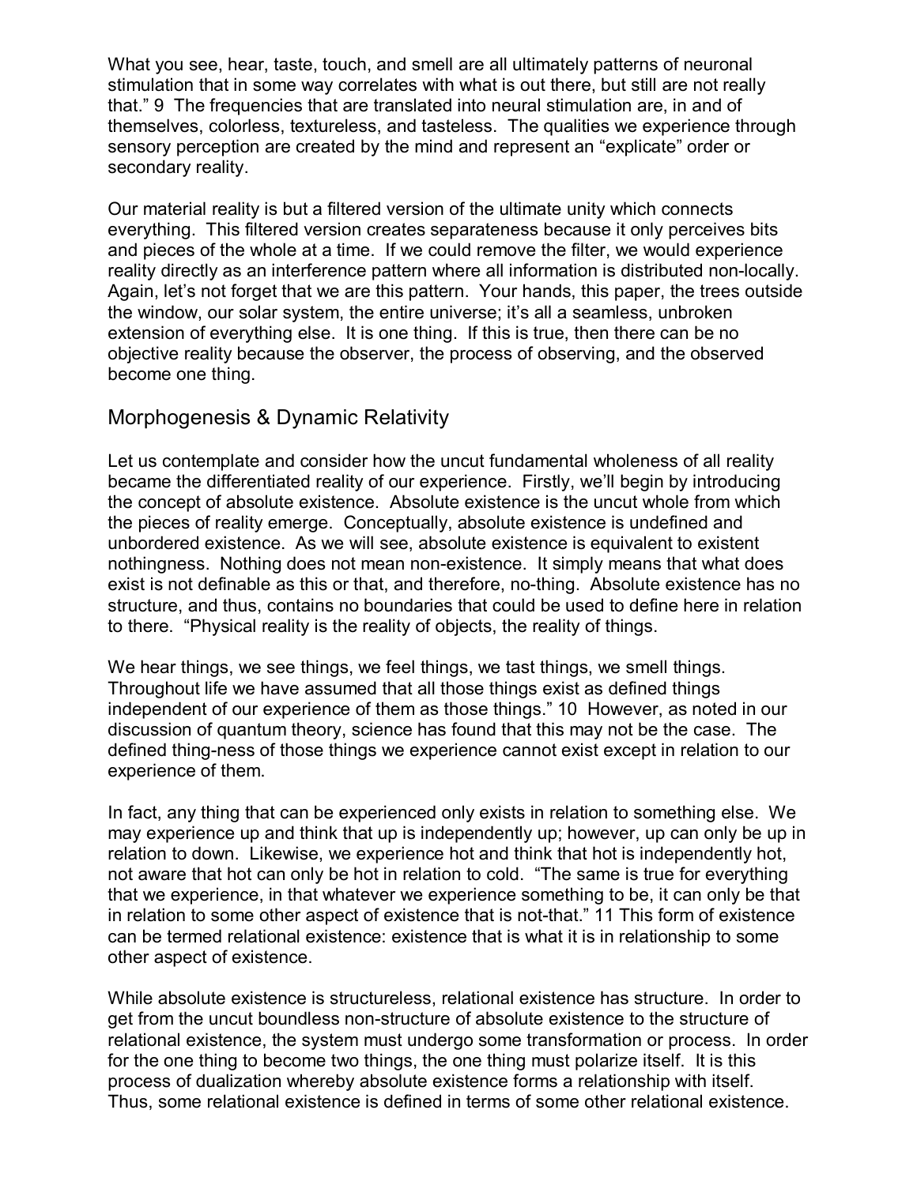What you see, hear, taste, touch, and smell are all ultimately patterns of neuronal stimulation that in some way correlates with what is out there, but still are not really that." 9 The frequencies that are translated into neural stimulation are, in and of themselves, colorless, textureless, and tasteless. The qualities we experience through sensory perception are created by the mind and represent an "explicate" order or secondary reality.

Our material reality is but a filtered version of the ultimate unity which connects everything. This filtered version creates separateness because it only perceives bits and pieces of the whole at a time. If we could remove the filter, we would experience reality directly as an interference pattern where all information is distributed non-locally. Again, let's not forget that we are this pattern. Your hands, this paper, the trees outside the window, our solar system, the entire universe; it's all a seamless, unbroken extension of everything else. It is one thing. If this is true, then there can be no objective reality because the observer, the process of observing, and the observed become one thing.

## Morphogenesis & Dynamic Relativity

Let us contemplate and consider how the uncut fundamental wholeness of all reality became the differentiated reality of our experience. Firstly, we'll begin by introducing the concept of absolute existence. Absolute existence is the uncut whole from which the pieces of reality emerge. Conceptually, absolute existence is undefined and unbordered existence. As we will see, absolute existence is equivalent to existent nothingness. Nothing does not mean non-existence. It simply means that what does exist is not definable as this or that, and therefore, no-thing. Absolute existence has no structure, and thus, contains no boundaries that could be used to define here in relation to there. "Physical reality is the reality of objects, the reality of things.

We hear things, we see things, we feel things, we tast things, we smell things. Throughout life we have assumed that all those things exist as defined things independent of our experience of them as those things." 10 However, as noted in our discussion of quantum theory, science has found that this may not be the case. The defined thing-ness of those things we experience cannot exist except in relation to our experience of them.

In fact, any thing that can be experienced only exists in relation to something else. We may experience up and think that up is independently up; however, up can only be up in relation to down. Likewise, we experience hot and think that hot is independently hot, not aware that hot can only be hot in relation to cold. "The same is true for everything that we experience, in that whatever we experience something to be, it can only be that in relation to some other aspect of existence that is not-that." 11 This form of existence can be termed relational existence: existence that is what it is in relationship to some other aspect of existence.

While absolute existence is structureless, relational existence has structure. In order to get from the uncut boundless non-structure of absolute existence to the structure of relational existence, the system must undergo some transformation or process. In order for the one thing to become two things, the one thing must polarize itself. It is this process of dualization whereby absolute existence forms a relationship with itself. Thus, some relational existence is defined in terms of some other relational existence.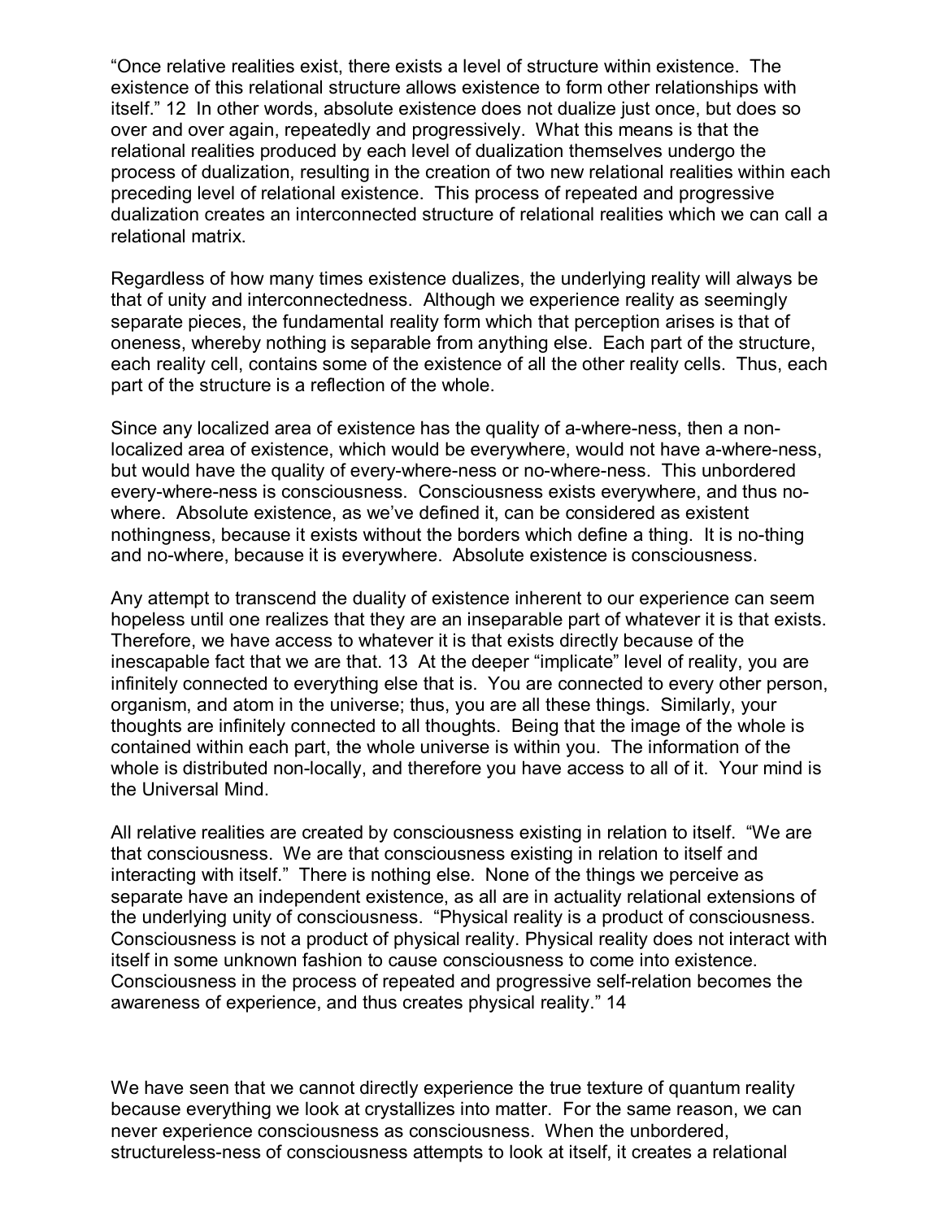"Once relative realities exist, there exists a level of structure within existence. The existence of this relational structure allows existence to form other relationships with itself." 12 In other words, absolute existence does not dualize just once, but does so over and over again, repeatedly and progressively. What this means is that the relational realities produced by each level of dualization themselves undergo the process of dualization, resulting in the creation of two new relational realities within each preceding level of relational existence. This process of repeated and progressive dualization creates an interconnected structure of relational realities which we can call a relational matrix.

Regardless of how many times existence dualizes, the underlying reality will always be that of unity and interconnectedness. Although we experience reality as seemingly separate pieces, the fundamental reality form which that perception arises is that of oneness, whereby nothing is separable from anything else. Each part of the structure, each reality cell, contains some of the existence of all the other reality cells. Thus, each part of the structure is a reflection of the whole.

Since any localized area of existence has the quality of a-where-ness, then a non-localized area of existence, which would be everywhere, would not have a-where-ness, but would have the quality of every-where-ness or no-where-ness. This unbordered every-where-ness is consciousness. Consciousness exists everywhere, and thus no-where. Absolute existence, as we've defined it, can be considered as existent nothingness, because it exists without the borders which define a thing. It is no-thing and no-where, because it is everywhere. Absolute existence is consciousness.

Any attempt to transcend the duality of existence inherent to our experience can seem hopeless until one realizes that they are an inseparable part of whatever it is that exists. Therefore, we have access to whatever it is that exists directly because of the inescapable fact that we are that. 13 At the deeper "implicate" level of reality, you are infinitely connected to everything else that is. You are connected to every other person, organism, and atom in the universe; thus, you are all these things. Similarly, your thoughts are infinitely connected to all thoughts. Being that the image of the whole is contained within each part, the whole universe is within you. The information of the whole is distributed non-locally, and therefore you have access to all of it. Your mind is the Universal Mind.

All relative realities are created by consciousness existing in relation to itself. "We are that consciousness. We are that consciousness existing in relation to itself and interacting with itself." There is nothing else. None of the things we perceive as separate have an independent existence, as all are in actuality relational extensions of the underlying unity of consciousness. "Physical reality is a product of consciousness. Consciousness is not a product of physical reality. Physical reality does not interact with itself in some unknown fashion to cause consciousness to come into existence. Consciousness in the process of repeated and progressive self-relation becomes the awareness of experience, and thus creates physical reality." 14

We have seen that we cannot directly experience the true texture of quantum reality because everything we look at crystallizes into matter. For the same reason, we can never experience consciousness as consciousness. When the unbordered, structureless-ness of consciousness attempts to look at itself, it creates a relational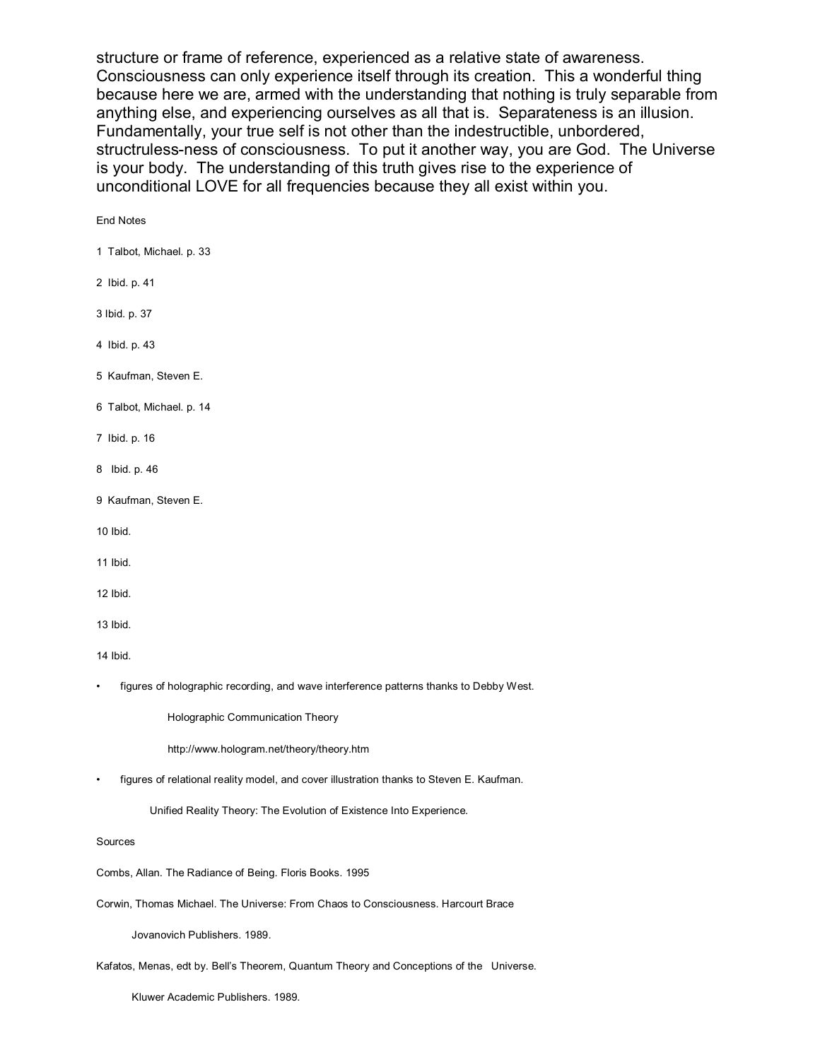structure or frame of reference, experienced as a relative state of awareness. Consciousness can only experience itself through its creation. This a wonderful thing because here we are, armed with the understanding that nothing is truly separable from anything else, and experiencing ourselves as all that is. Separateness is an illusion. Fundamentally, your true self is not other than the indestructible, unbordered, structruless-ness of consciousness. To put it another way, you are God. The Universe is your body. The understanding of this truth gives rise to the experience of unconditional LOVE for all frequencies because they all exist within you.

End Notes

1 Talbot, Michael. p. 33

2 Ibid. p. 41

3 Ibid. p. 37

4 Ibid. p. 43

5 Kaufman, Steven E.

6 Talbot, Michael. p. 14

7 Ibid. p. 16

8 Ibid. p. 46

9 Kaufman, Steven E.

10 Ibid.

11 Ibid.

12 Ibid.

13 Ibid.

14 Ibid.

- figures of holographic recording, and wave interference patterns thanks to Debby West.

  Holographic Communication Theory

  http://www.hologram.net/theory/theory.htm

- figures of relational reality model, and cover illustration thanks to Steven E. Kaufman.

  Unified Reality Theory: The Evolution of Existence Into Experience.

Sources

Combs, Allan. The Radiance of Being. Floris Books. 1995

Corwin, Thomas Michael. The Universe: From Chaos to Consciousness. Harcourt Brace Jovanovich Publishers. 1989.

Kafatos, Menas, edt by. Bell's Theorem, Quantum Theory and Conceptions of the Universe. Kluwer Academic Publishers. 1989.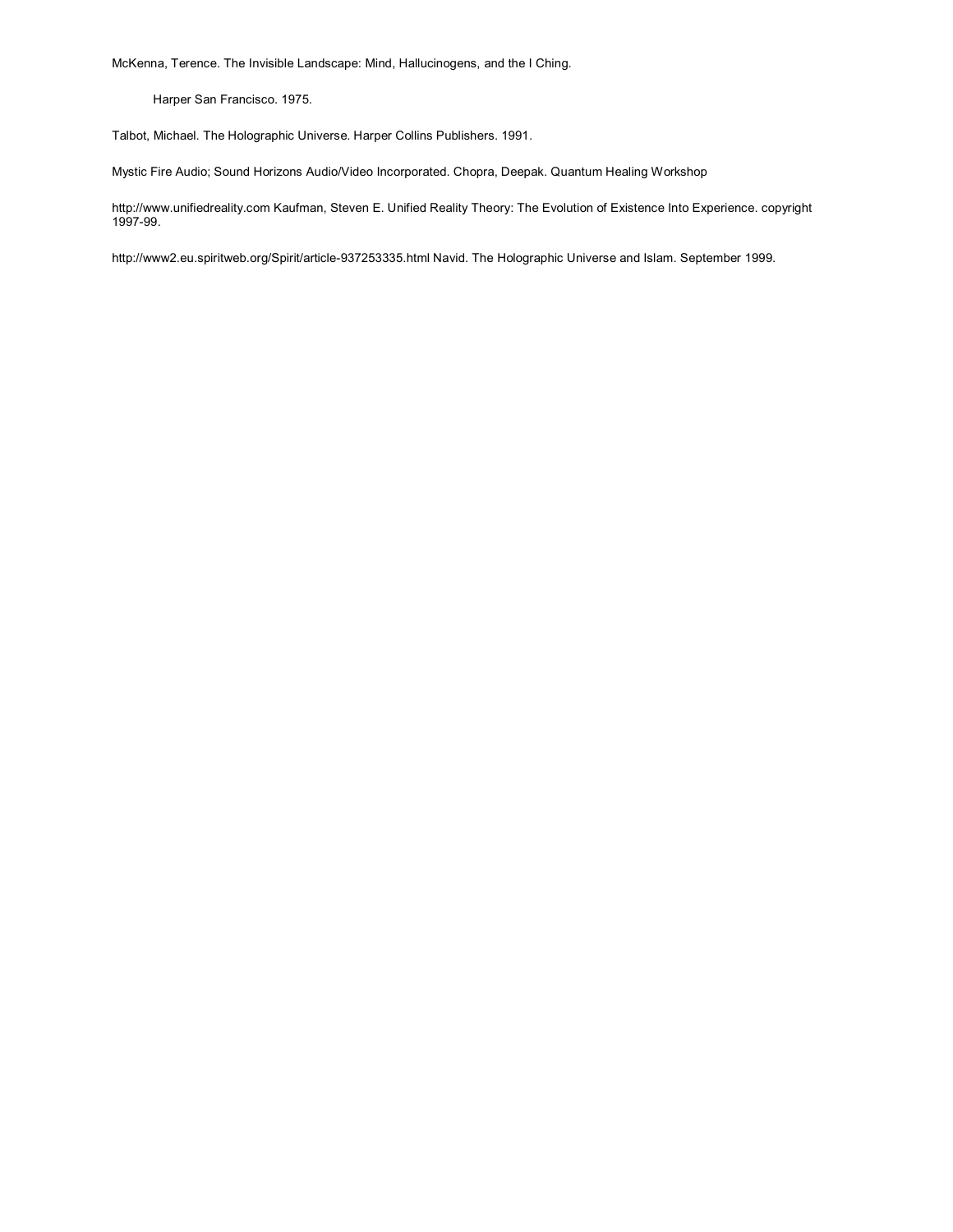McKenna, Terence. The Invisible Landscape: Mind, Hallucinogens, and the I Ching.

Harper San Francisco. 1975.

Talbot, Michael. The Holographic Universe. Harper Collins Publishers. 1991.

Mystic Fire Audio; Sound Horizons Audio/Video Incorporated. Chopra, Deepak. Quantum Healing Workshop

http://www.unifiedreality.com Kaufman, Steven E. Unified Reality Theory: The Evolution of Existence Into Experience. copyright 1997-99.

http://www2.eu.spiritweb.org/Spirit/article-937253335.html Navid. The Holographic Universe and Islam. September 1999.